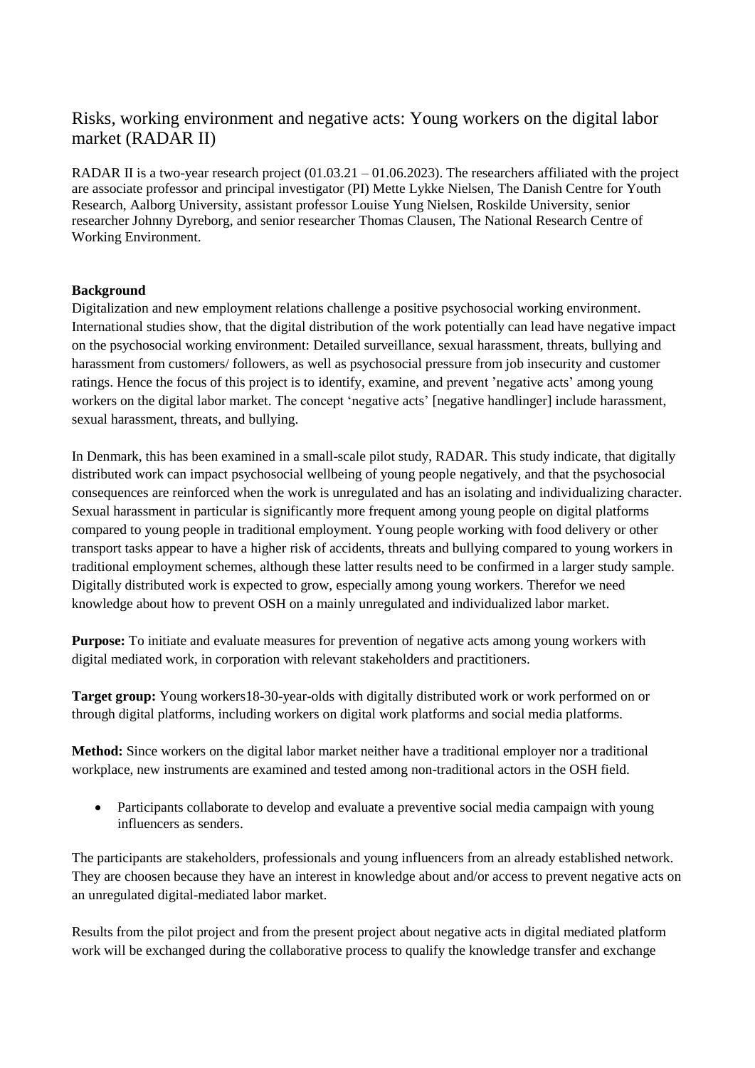# Risks, working environment and negative acts: Young workers on the digital labor market (RADAR II)

RADAR II is a two-year research project (01.03.21 – 01.06.2023). The researchers affiliated with the project are associate professor and principal investigator (PI) Mette Lykke Nielsen, The Danish Centre for Youth Research, Aalborg University, assistant professor Louise Yung Nielsen, Roskilde University, senior researcher Johnny Dyreborg, and senior researcher Thomas Clausen, The National Research Centre of Working Environment.

**Background**

Digitalization and new employment relations challenge a positive psychosocial working environment. International studies show, that the digital distribution of the work potentially can lead have negative impact on the psychosocial working environment: Detailed surveillance, sexual harassment, threats, bullying and harassment from customers/ followers, as well as psychosocial pressure from job insecurity and customer ratings. Hence the focus of this project is to identify, examine, and prevent 'negative acts' among young workers on the digital labor market. The concept 'negative acts' [negative handlinger] include harassment, sexual harassment, threats, and bullying.

In Denmark, this has been examined in a small-scale pilot study, RADAR. This study indicate, that digitally distributed work can impact psychosocial wellbeing of young people negatively, and that the psychosocial consequences are reinforced when the work is unregulated and has an isolating and individualizing character. Sexual harassment in particular is significantly more frequent among young people on digital platforms compared to young people in traditional employment. Young people working with food delivery or other transport tasks appear to have a higher risk of accidents, threats and bullying compared to young workers in traditional employment schemes, although these latter results need to be confirmed in a larger study sample. Digitally distributed work is expected to grow, especially among young workers. Therefor we need knowledge about how to prevent OSH on a mainly unregulated and individualized labor market.

**Purpose:** To initiate and evaluate measures for prevention of negative acts among young workers with digital mediated work, in corporation with relevant stakeholders and practitioners.

**Target group:** Young workers18-30-year-olds with digitally distributed work or work performed on or through digital platforms, including workers on digital work platforms and social media platforms.

**Method:** Since workers on the digital labor market neither have a traditional employer nor a traditional workplace, new instruments are examined and tested among non-traditional actors in the OSH field.

- Participants collaborate to develop and evaluate a preventive social media campaign with young influencers as senders.

The participants are stakeholders, professionals and young influencers from an already established network. They are choosen because they have an interest in knowledge about and/or access to prevent negative acts on an unregulated digital-mediated labor market.

Results from the pilot project and from the present project about negative acts in digital mediated platform work will be exchanged during the collaborative process to qualify the knowledge transfer and exchange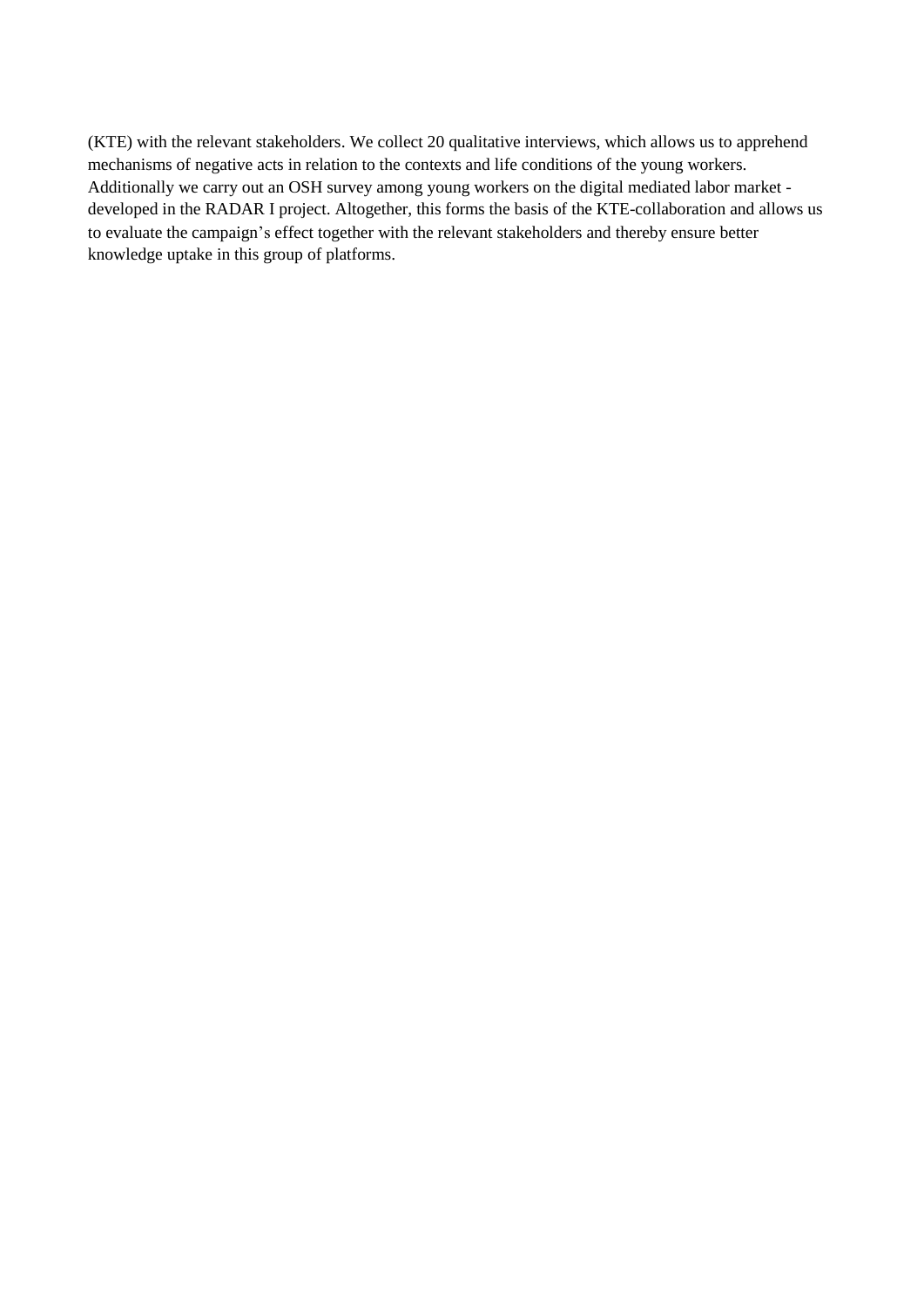(KTE) with the relevant stakeholders. We collect 20 qualitative interviews, which allows us to apprehend mechanisms of negative acts in relation to the contexts and life conditions of the young workers. Additionally we carry out an OSH survey among young workers on the digital mediated labor market - developed in the RADAR I project. Altogether, this forms the basis of the KTE-collaboration and allows us to evaluate the campaign's effect together with the relevant stakeholders and thereby ensure better knowledge uptake in this group of platforms.